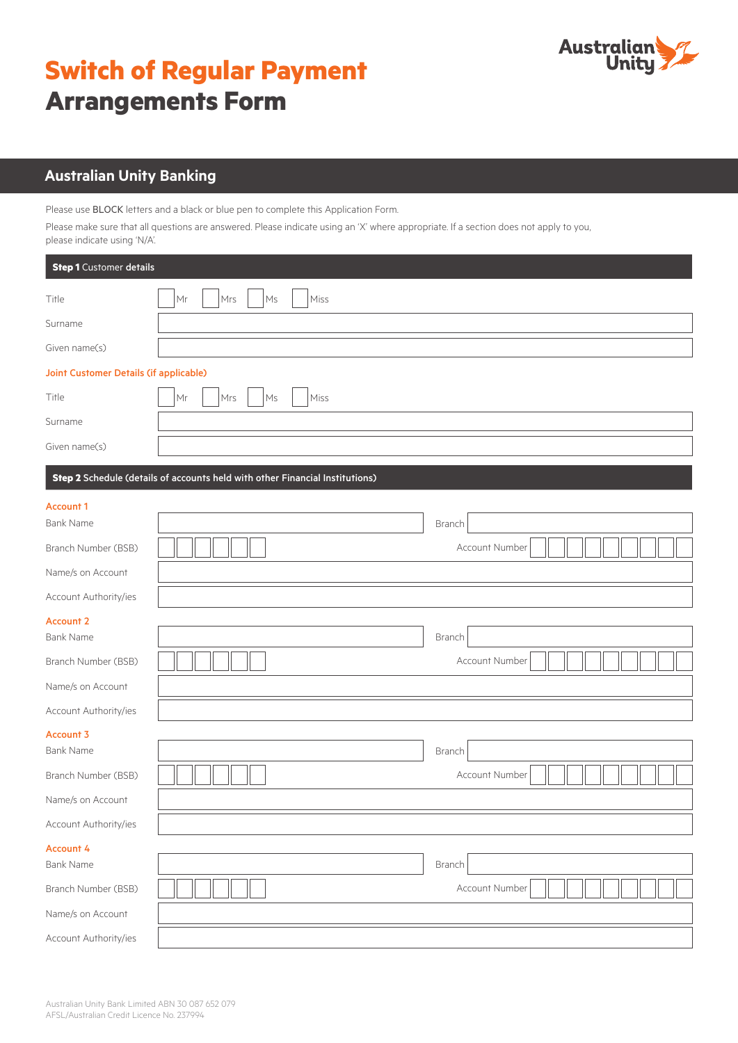# Switch of Regular Payment Arrangements Form

## Australian Unity Banking

Please use BLOCK letters and a black or blue pen to complete this Application Form.

Please make sure that all questions are answered. Please indicate using an 'X' where appropriate. If a section does not apply to you, please indicate using 'N/A'.

### Step 1 Customer details

Title ☐ Mr ☐ Mrs ☐ Ms ☐ Miss

Surname

Given name(s)

**Joint Customer Details (if applicable)**

Title ☐ Mr ☐ Mrs ☐ Ms ☐ Miss

Surname

Given name(s)

### Step 2 Schedule (details of accounts held with other Financial Institutions)

**Account 1**

Bank Name | Branch

Branch Number (BSB) | Account Number

Name/s on Account

Account Authority/ies

**Account 2**

Bank Name | Branch

Branch Number (BSB) | Account Number

Name/s on Account

Account Authority/ies

**Account 3**

Bank Name | Branch

Branch Number (BSB) | Account Number

Name/s on Account

Account Authority/ies

**Account 4**

Bank Name | Branch

Branch Number (BSB) | Account Number

Name/s on Account

Account Authority/ies

Australian Unity Bank Limited ABN 30 087 652 079
AFSL/Australian Credit Licence No. 237994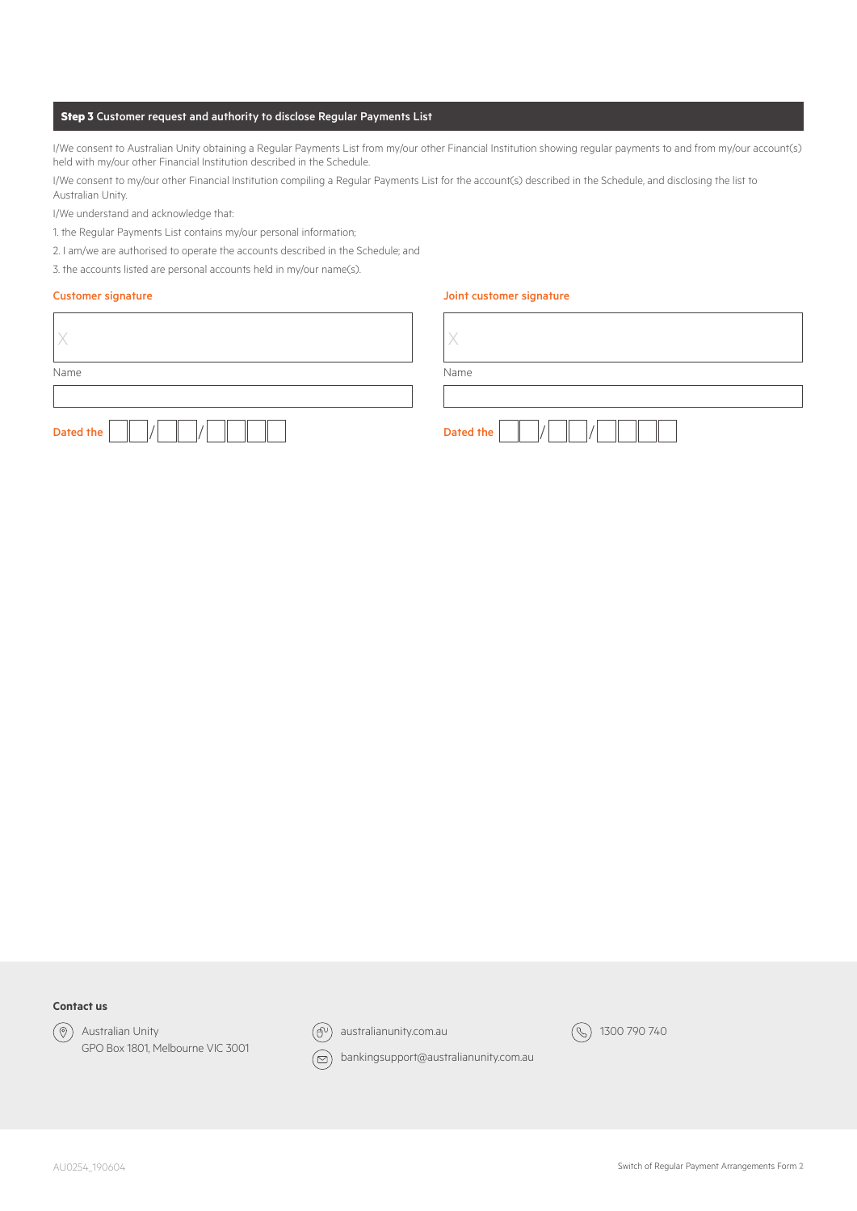## Step 3 Customer request and authority to disclose Regular Payments List

I/We consent to Australian Unity obtaining a Regular Payments List from my/our other Financial Institution showing regular payments to and from my/our account(s) held with my/our other Financial Institution described in the Schedule.

I/We consent to my/our other Financial Institution compiling a Regular Payments List for the account(s) described in the Schedule, and disclosing the list to Australian Unity.

I/We understand and acknowledge that:

1. the Regular Payments List contains my/our personal information;
2. I am/we are authorised to operate the accounts described in the Schedule; and
3. the accounts listed are personal accounts held in my/our name(s).

**Customer signature**

X

Name

Dated the ☐☐ / ☐☐ / ☐☐☐☐

**Joint customer signature**

X

Name

Dated the ☐☐ / ☐☐ / ☐☐☐☐

**Contact us**

Australian Unity
GPO Box 1801, Melbourne VIC 3001

australianunity.com.au

bankingsupport@australianunity.com.au

1300 790 740

AU0254_190604